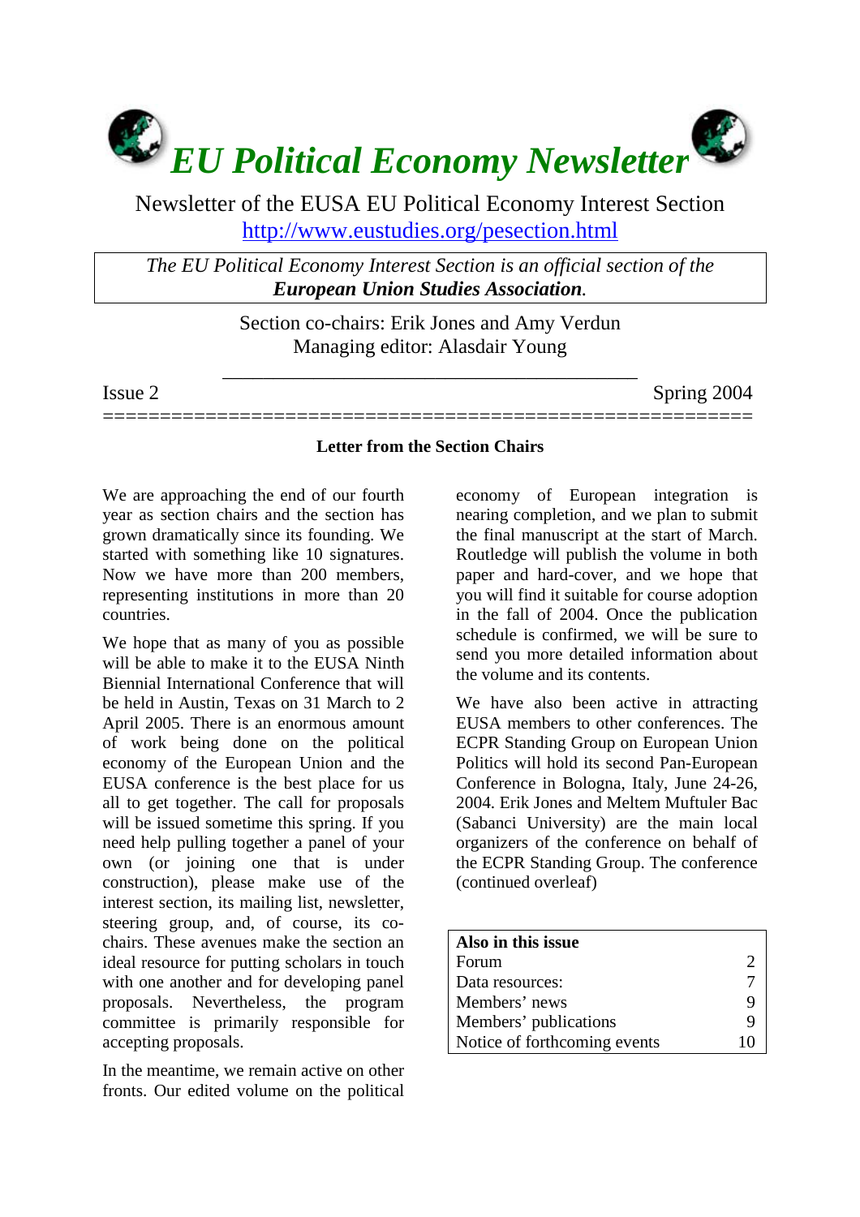# *EU Political Economy Newsletter*

Newsletter of the EUSA EU Political Economy Interest Section
http://www.eustudies.org/pesection.html

*The EU Political Economy Interest Section is an official section of the* ***European Union Studies Association.***

Section co-chairs: Erik Jones and Amy Verdun
Managing editor: Alasdair Young

Issue 2 | Spring 2004

---

**Letter from the Section Chairs**

We are approaching the end of our fourth year as section chairs and the section has grown dramatically since its founding. We started with something like 10 signatures. Now we have more than 200 members, representing institutions in more than 20 countries.

We hope that as many of you as possible will be able to make it to the EUSA Ninth Biennial International Conference that will be held in Austin, Texas on 31 March to 2 April 2005. There is an enormous amount of work being done on the political economy of the European Union and the EUSA conference is the best place for us all to get together. The call for proposals will be issued sometime this spring. If you need help pulling together a panel of your own (or joining one that is under construction), please make use of the interest section, its mailing list, newsletter, steering group, and, of course, its co-chairs. These avenues make the section an ideal resource for putting scholars in touch with one another and for developing panel proposals. Nevertheless, the program committee is primarily responsible for accepting proposals.

In the meantime, we remain active on other fronts. Our edited volume on the political economy of European integration is nearing completion, and we plan to submit the final manuscript at the start of March. Routledge will publish the volume in both paper and hard-cover, and we hope that you will find it suitable for course adoption in the fall of 2004. Once the publication schedule is confirmed, we will be sure to send you more detailed information about the volume and its contents.

We have also been active in attracting EUSA members to other conferences. The ECPR Standing Group on European Union Politics will hold its second Pan-European Conference in Bologna, Italy, June 24-26, 2004. Erik Jones and Meltem Muftuler Bac (Sabanci University) are the main local organizers of the conference on behalf of the ECPR Standing Group. The conference (continued overleaf)

| **Also in this issue** | |
|---|---|
| Forum | 2 |
| Data resources: | 7 |
| Members' news | 9 |
| Members' publications | 9 |
| Notice of forthcoming events | 10 |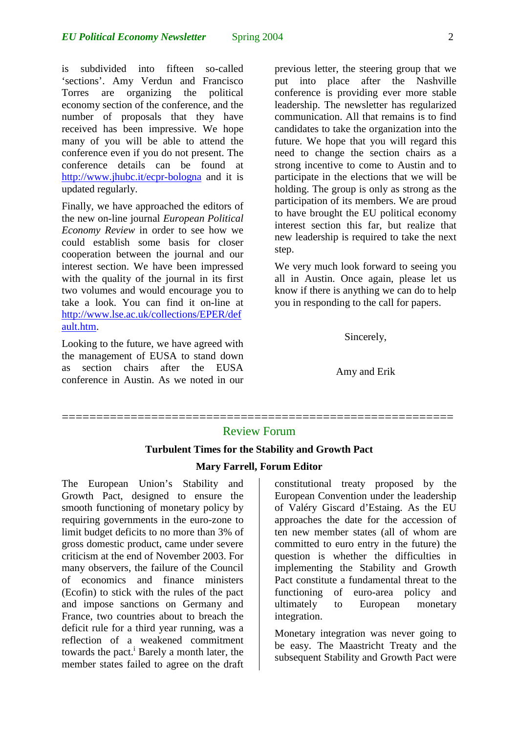is subdivided into fifteen so-called 'sections'. Amy Verdun and Francisco Torres are organizing the political economy section of the conference, and the number of proposals that they have received has been impressive. We hope many of you will be able to attend the conference even if you do not present. The conference details can be found at http://www.jhubc.it/ecpr-bologna and it is updated regularly.

Finally, we have approached the editors of the new on-line journal *European Political Economy Review* in order to see how we could establish some basis for closer cooperation between the journal and our interest section. We have been impressed with the quality of the journal in its first two volumes and would encourage you to take a look. You can find it on-line at http://www.lse.ac.uk/collections/EPER/default.htm.

Looking to the future, we have agreed with the management of EUSA to stand down as section chairs after the EUSA conference in Austin. As we noted in our previous letter, the steering group that we put into place after the Nashville conference is providing ever more stable leadership. The newsletter has regularized communication. All that remains is to find candidates to take the organization into the future. We hope that you will regard this need to change the section chairs as a strong incentive to come to Austin and to participate in the elections that we will be holding. The group is only as strong as the participation of its members. We are proud to have brought the EU political economy interest section this far, but realize that new leadership is required to take the next step.

We very much look forward to seeing you all in Austin. Once again, please let us know if there is anything we can do to help you in responding to the call for papers.

Sincerely,

Amy and Erik

---

## Review Forum

### Turbulent Times for the Stability and Growth Pact

**Mary Farrell, Forum Editor**

The European Union's Stability and Growth Pact, designed to ensure the smooth functioning of monetary policy by requiring governments in the euro-zone to limit budget deficits to no more than 3% of gross domestic product, came under severe criticism at the end of November 2003. For many observers, the failure of the Council of economics and finance ministers (Ecofin) to stick with the rules of the pact and impose sanctions on Germany and France, two countries about to breach the deficit rule for a third year running, was a reflection of a weakened commitment towards the pact.[i] Barely a month later, the member states failed to agree on the draft constitutional treaty proposed by the European Convention under the leadership of Valéry Giscard d'Estaing. As the EU approaches the date for the accession of ten new member states (all of whom are committed to euro entry in the future) the question is whether the difficulties in implementing the Stability and Growth Pact constitute a fundamental threat to the functioning of euro-area policy and ultimately to European monetary integration.

Monetary integration was never going to be easy. The Maastricht Treaty and the subsequent Stability and Growth Pact were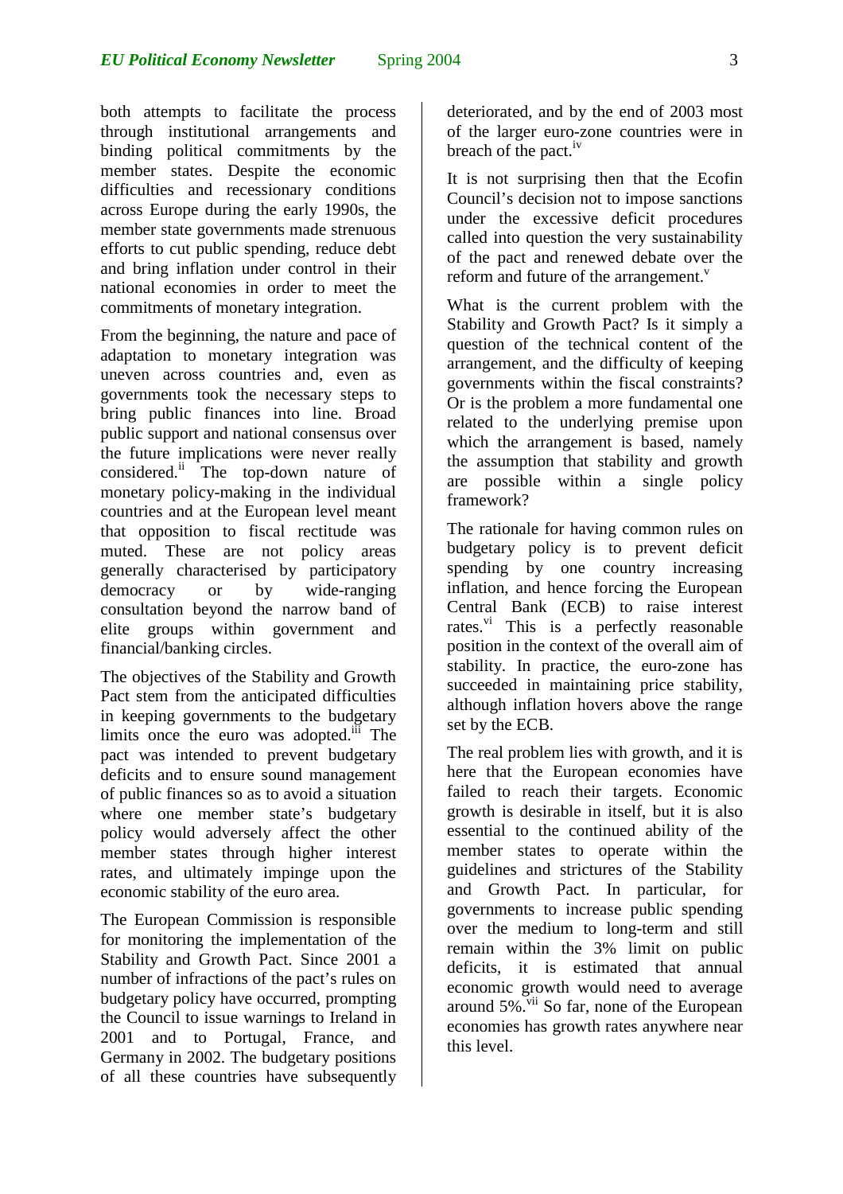both attempts to facilitate the process through institutional arrangements and binding political commitments by the member states. Despite the economic difficulties and recessionary conditions across Europe during the early 1990s, the member state governments made strenuous efforts to cut public spending, reduce debt and bring inflation under control in their national economies in order to meet the commitments of monetary integration.

From the beginning, the nature and pace of adaptation to monetary integration was uneven across countries and, even as governments took the necessary steps to bring public finances into line. Broad public support and national consensus over the future implications were never really considered.[ii] The top-down nature of monetary policy-making in the individual countries and at the European level meant that opposition to fiscal rectitude was muted. These are not policy areas generally characterised by participatory democracy or by wide-ranging consultation beyond the narrow band of elite groups within government and financial/banking circles.

The objectives of the Stability and Growth Pact stem from the anticipated difficulties in keeping governments to the budgetary limits once the euro was adopted.[iii] The pact was intended to prevent budgetary deficits and to ensure sound management of public finances so as to avoid a situation where one member state's budgetary policy would adversely affect the other member states through higher interest rates, and ultimately impinge upon the economic stability of the euro area.

The European Commission is responsible for monitoring the implementation of the Stability and Growth Pact. Since 2001 a number of infractions of the pact's rules on budgetary policy have occurred, prompting the Council to issue warnings to Ireland in 2001 and to Portugal, France, and Germany in 2002. The budgetary positions of all these countries have subsequently deteriorated, and by the end of 2003 most of the larger euro-zone countries were in breach of the pact.[iv]

It is not surprising then that the Ecofin Council's decision not to impose sanctions under the excessive deficit procedures called into question the very sustainability of the pact and renewed debate over the reform and future of the arrangement.[v]

What is the current problem with the Stability and Growth Pact? Is it simply a question of the technical content of the arrangement, and the difficulty of keeping governments within the fiscal constraints? Or is the problem a more fundamental one related to the underlying premise upon which the arrangement is based, namely the assumption that stability and growth are possible within a single policy framework?

The rationale for having common rules on budgetary policy is to prevent deficit spending by one country increasing inflation, and hence forcing the European Central Bank (ECB) to raise interest rates.[vi] This is a perfectly reasonable position in the context of the overall aim of stability. In practice, the euro-zone has succeeded in maintaining price stability, although inflation hovers above the range set by the ECB.

The real problem lies with growth, and it is here that the European economies have failed to reach their targets. Economic growth is desirable in itself, but it is also essential to the continued ability of the member states to operate within the guidelines and strictures of the Stability and Growth Pact. In particular, for governments to increase public spending over the medium to long-term and still remain within the 3% limit on public deficits, it is estimated that annual economic growth would need to average around 5%.[vii] So far, none of the European economies has growth rates anywhere near this level.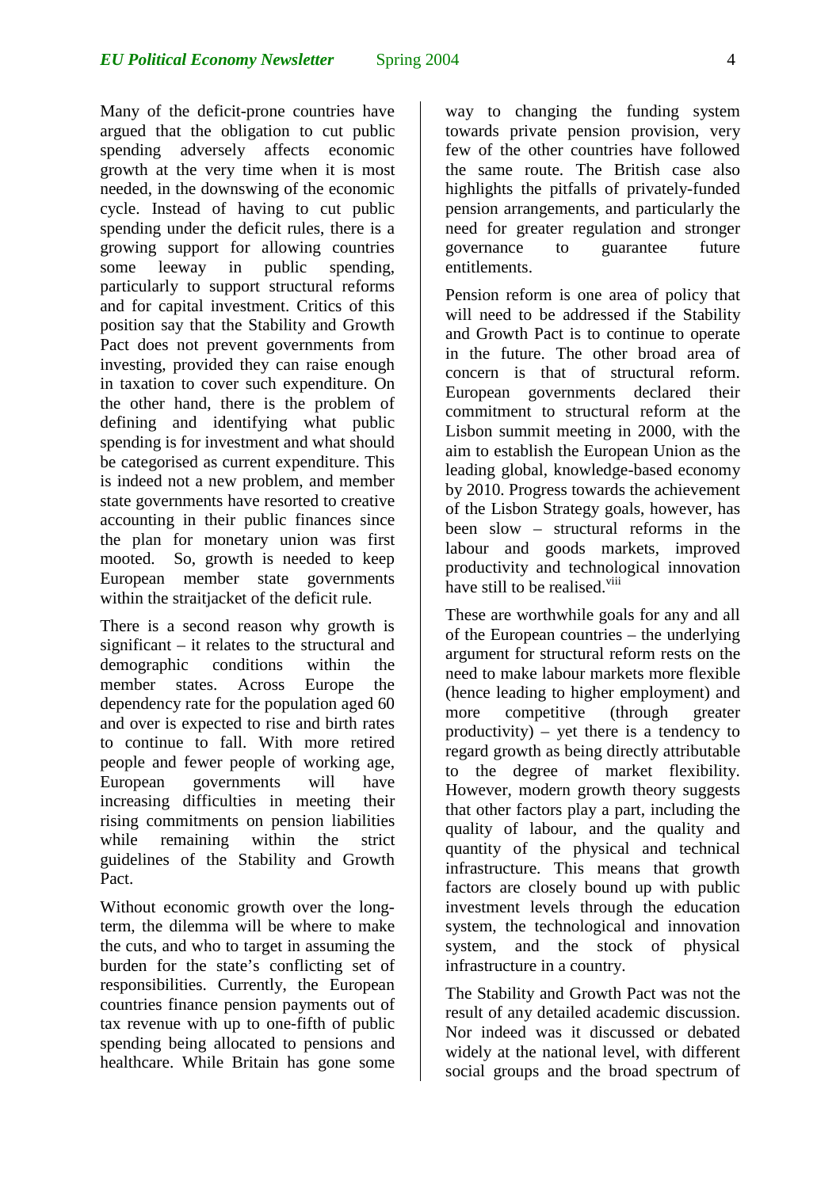Many of the deficit-prone countries have argued that the obligation to cut public spending adversely affects economic growth at the very time when it is most needed, in the downswing of the economic cycle. Instead of having to cut public spending under the deficit rules, there is a growing support for allowing countries some leeway in public spending, particularly to support structural reforms and for capital investment. Critics of this position say that the Stability and Growth Pact does not prevent governments from investing, provided they can raise enough in taxation to cover such expenditure. On the other hand, there is the problem of defining and identifying what public spending is for investment and what should be categorised as current expenditure. This is indeed not a new problem, and member state governments have resorted to creative accounting in their public finances since the plan for monetary union was first mooted. So, growth is needed to keep European member state governments within the straitjacket of the deficit rule.

There is a second reason why growth is significant – it relates to the structural and demographic conditions within the member states. Across Europe the dependency rate for the population aged 60 and over is expected to rise and birth rates to continue to fall. With more retired people and fewer people of working age, European governments will have increasing difficulties in meeting their rising commitments on pension liabilities while remaining within the strict guidelines of the Stability and Growth Pact.

Without economic growth over the long-term, the dilemma will be where to make the cuts, and who to target in assuming the burden for the state's conflicting set of responsibilities. Currently, the European countries finance pension payments out of tax revenue with up to one-fifth of public spending being allocated to pensions and healthcare. While Britain has gone some way to changing the funding system towards private pension provision, very few of the other countries have followed the same route. The British case also highlights the pitfalls of privately-funded pension arrangements, and particularly the need for greater regulation and stronger governance to guarantee future entitlements.

Pension reform is one area of policy that will need to be addressed if the Stability and Growth Pact is to continue to operate in the future. The other broad area of concern is that of structural reform. European governments declared their commitment to structural reform at the Lisbon summit meeting in 2000, with the aim to establish the European Union as the leading global, knowledge-based economy by 2010. Progress towards the achievement of the Lisbon Strategy goals, however, has been slow – structural reforms in the labour and goods markets, improved productivity and technological innovation have still to be realised.[viii]

These are worthwhile goals for any and all of the European countries – the underlying argument for structural reform rests on the need to make labour markets more flexible (hence leading to higher employment) and more competitive (through greater productivity) – yet there is a tendency to regard growth as being directly attributable to the degree of market flexibility. However, modern growth theory suggests that other factors play a part, including the quality of labour, and the quality and quantity of the physical and technical infrastructure. This means that growth factors are closely bound up with public investment levels through the education system, the technological and innovation system, and the stock of physical infrastructure in a country.

The Stability and Growth Pact was not the result of any detailed academic discussion. Nor indeed was it discussed or debated widely at the national level, with different social groups and the broad spectrum of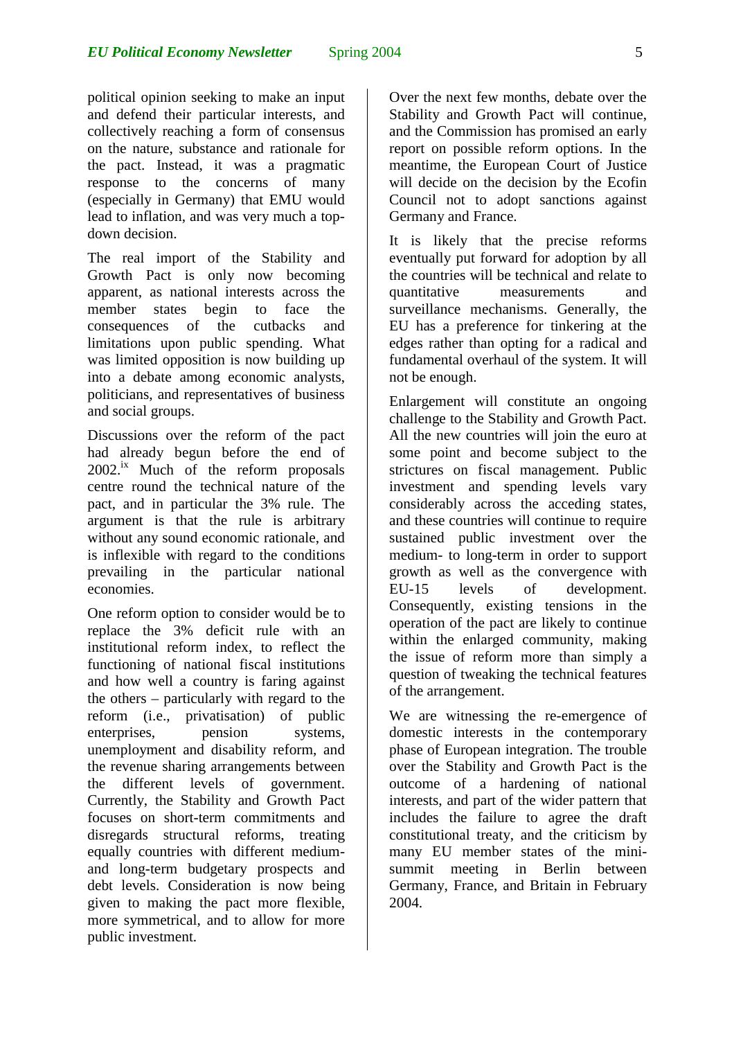political opinion seeking to make an input and defend their particular interests, and collectively reaching a form of consensus on the nature, substance and rationale for the pact. Instead, it was a pragmatic response to the concerns of many (especially in Germany) that EMU would lead to inflation, and was very much a top-down decision.

The real import of the Stability and Growth Pact is only now becoming apparent, as national interests across the member states begin to face the consequences of the cutbacks and limitations upon public spending. What was limited opposition is now building up into a debate among economic analysts, politicians, and representatives of business and social groups.

Discussions over the reform of the pact had already begun before the end of 2002.[ix] Much of the reform proposals centre round the technical nature of the pact, and in particular the 3% rule. The argument is that the rule is arbitrary without any sound economic rationale, and is inflexible with regard to the conditions prevailing in the particular national economies.

One reform option to consider would be to replace the 3% deficit rule with an institutional reform index, to reflect the functioning of national fiscal institutions and how well a country is faring against the others – particularly with regard to the reform (i.e., privatisation) of public enterprises, pension systems, unemployment and disability reform, and the revenue sharing arrangements between the different levels of government. Currently, the Stability and Growth Pact focuses on short-term commitments and disregards structural reforms, treating equally countries with different medium- and long-term budgetary prospects and debt levels. Consideration is now being given to making the pact more flexible, more symmetrical, and to allow for more public investment.

Over the next few months, debate over the Stability and Growth Pact will continue, and the Commission has promised an early report on possible reform options. In the meantime, the European Court of Justice will decide on the decision by the Ecofin Council not to adopt sanctions against Germany and France.

It is likely that the precise reforms eventually put forward for adoption by all the countries will be technical and relate to quantitative measurements and surveillance mechanisms. Generally, the EU has a preference for tinkering at the edges rather than opting for a radical and fundamental overhaul of the system. It will not be enough.

Enlargement will constitute an ongoing challenge to the Stability and Growth Pact. All the new countries will join the euro at some point and become subject to the strictures on fiscal management. Public investment and spending levels vary considerably across the acceding states, and these countries will continue to require sustained public investment over the medium- to long-term in order to support growth as well as the convergence with EU-15 levels of development. Consequently, existing tensions in the operation of the pact are likely to continue within the enlarged community, making the issue of reform more than simply a question of tweaking the technical features of the arrangement.

We are witnessing the re-emergence of domestic interests in the contemporary phase of European integration. The trouble over the Stability and Growth Pact is the outcome of a hardening of national interests, and part of the wider pattern that includes the failure to agree the draft constitutional treaty, and the criticism by many EU member states of the mini-summit meeting in Berlin between Germany, France, and Britain in February 2004.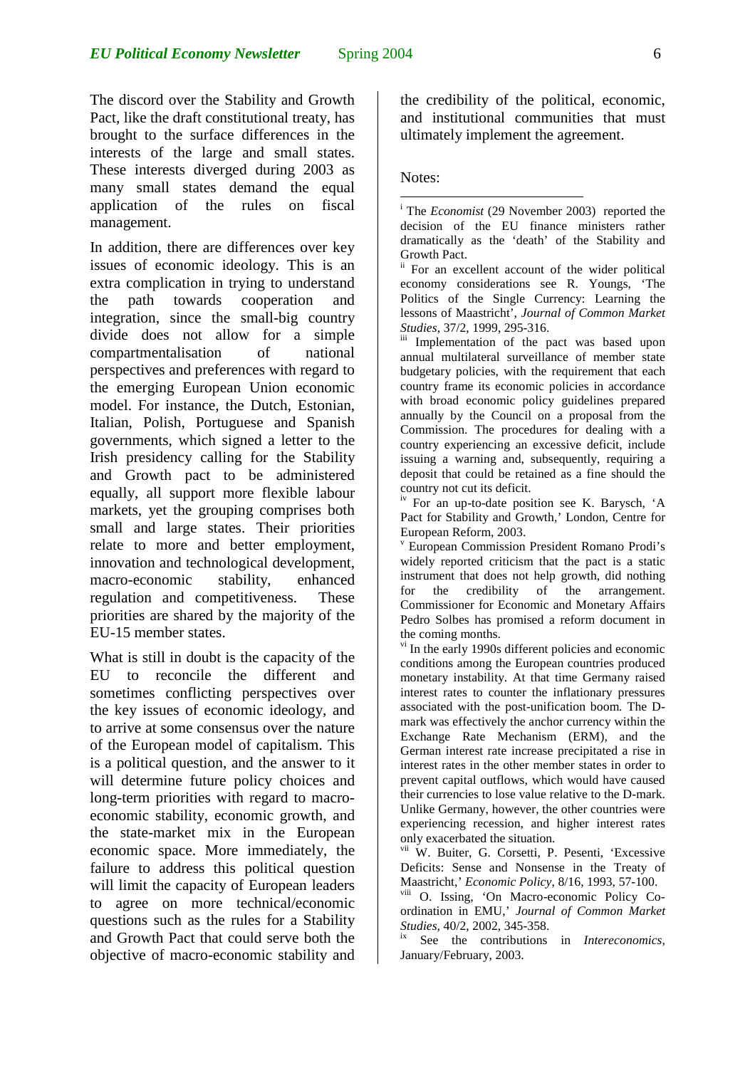The discord over the Stability and Growth Pact, like the draft constitutional treaty, has brought to the surface differences in the interests of the large and small states. These interests diverged during 2003 as many small states demand the equal application of the rules on fiscal management.

In addition, there are differences over key issues of economic ideology. This is an extra complication in trying to understand the path towards cooperation and integration, since the small-big country divide does not allow for a simple compartmentalisation of national perspectives and preferences with regard to the emerging European Union economic model. For instance, the Dutch, Estonian, Italian, Polish, Portuguese and Spanish governments, which signed a letter to the Irish presidency calling for the Stability and Growth pact to be administered equally, all support more flexible labour markets, yet the grouping comprises both small and large states. Their priorities relate to more and better employment, innovation and technological development, macro-economic stability, enhanced regulation and competitiveness. These priorities are shared by the majority of the EU-15 member states.

What is still in doubt is the capacity of the EU to reconcile the different and sometimes conflicting perspectives over the key issues of economic ideology, and to arrive at some consensus over the nature of the European model of capitalism. This is a political question, and the answer to it will determine future policy choices and long-term priorities with regard to macro-economic stability, economic growth, and the state-market mix in the European economic space. More immediately, the failure to address this political question will limit the capacity of European leaders to agree on more technical/economic questions such as the rules for a Stability and Growth Pact that could serve both the objective of macro-economic stability and the credibility of the political, economic, and institutional communities that must ultimately implement the agreement.

Notes:

---

[i] The *Economist* (29 November 2003) reported the decision of the EU finance ministers rather dramatically as the 'death' of the Stability and Growth Pact.

[ii] For an excellent account of the wider political economy considerations see R. Youngs, 'The Politics of the Single Currency: Learning the lessons of Maastricht', *Journal of Common Market Studies*, 37/2, 1999, 295-316.

[iii] Implementation of the pact was based upon annual multilateral surveillance of member state budgetary policies, with the requirement that each country frame its economic policies in accordance with broad economic policy guidelines prepared annually by the Council on a proposal from the Commission. The procedures for dealing with a country experiencing an excessive deficit, include issuing a warning and, subsequently, requiring a deposit that could be retained as a fine should the country not cut its deficit.

[iv] For an up-to-date position see K. Barysch, 'A Pact for Stability and Growth,' London, Centre for European Reform, 2003.

[v] European Commission President Romano Prodi's widely reported criticism that the pact is a static instrument that does not help growth, did nothing for the credibility of the arrangement. Commissioner for Economic and Monetary Affairs Pedro Solbes has promised a reform document in the coming months.

[vi] In the early 1990s different policies and economic conditions among the European countries produced monetary instability. At that time Germany raised interest rates to counter the inflationary pressures associated with the post-unification boom. The D-mark was effectively the anchor currency within the Exchange Rate Mechanism (ERM), and the German interest rate increase precipitated a rise in interest rates in the other member states in order to prevent capital outflows, which would have caused their currencies to lose value relative to the D-mark. Unlike Germany, however, the other countries were experiencing recession, and higher interest rates only exacerbated the situation.

[vii] W. Buiter, G. Corsetti, P. Pesenti, 'Excessive Deficits: Sense and Nonsense in the Treaty of Maastricht,' *Economic Policy*, 8/16, 1993, 57-100.

[viii] O. Issing, 'On Macro-economic Policy Co-ordination in EMU,' *Journal of Common Market Studies*, 40/2, 2002, 345-358.

[ix] See the contributions in *Intereconomics*, January/February, 2003.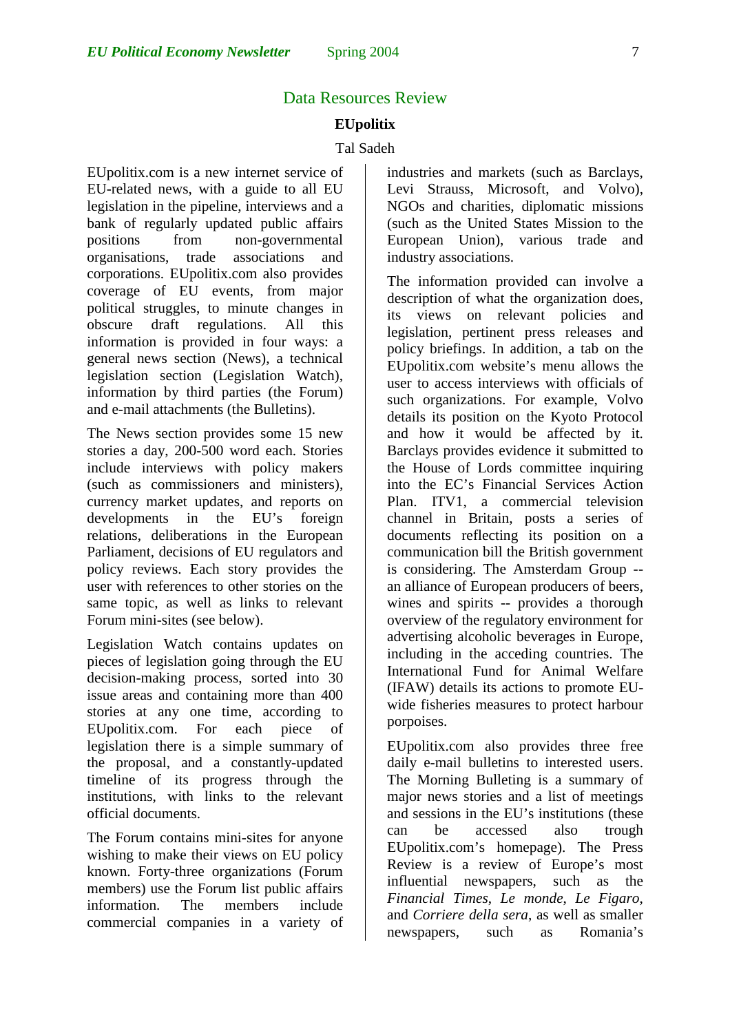## Data Resources Review

### EUpolitix

Tal Sadeh

EUpolitix.com is a new internet service of EU-related news, with a guide to all EU legislation in the pipeline, interviews and a bank of regularly updated public affairs positions from non-governmental organisations, trade associations and corporations. EUpolitix.com also provides coverage of EU events, from major political struggles, to minute changes in obscure draft regulations. All this information is provided in four ways: a general news section (News), a technical legislation section (Legislation Watch), information by third parties (the Forum) and e-mail attachments (the Bulletins).

The News section provides some 15 new stories a day, 200-500 word each. Stories include interviews with policy makers (such as commissioners and ministers), currency market updates, and reports on developments in the EU's foreign relations, deliberations in the European Parliament, decisions of EU regulators and policy reviews. Each story provides the user with references to other stories on the same topic, as well as links to relevant Forum mini-sites (see below).

Legislation Watch contains updates on pieces of legislation going through the EU decision-making process, sorted into 30 issue areas and containing more than 400 stories at any one time, according to EUpolitix.com. For each piece of legislation there is a simple summary of the proposal, and a constantly-updated timeline of its progress through the institutions, with links to the relevant official documents.

The Forum contains mini-sites for anyone wishing to make their views on EU policy known. Forty-three organizations (Forum members) use the Forum list public affairs information. The members include commercial companies in a variety of industries and markets (such as Barclays, Levi Strauss, Microsoft, and Volvo), NGOs and charities, diplomatic missions (such as the United States Mission to the European Union), various trade and industry associations.

The information provided can involve a description of what the organization does, its views on relevant policies and legislation, pertinent press releases and policy briefings. In addition, a tab on the EUpolitix.com website's menu allows the user to access interviews with officials of such organizations. For example, Volvo details its position on the Kyoto Protocol and how it would be affected by it. Barclays provides evidence it submitted to the House of Lords committee inquiring into the EC's Financial Services Action Plan. ITV1, a commercial television channel in Britain, posts a series of documents reflecting its position on a communication bill the British government is considering. The Amsterdam Group -- an alliance of European producers of beers, wines and spirits -- provides a thorough overview of the regulatory environment for advertising alcoholic beverages in Europe, including in the acceding countries. The International Fund for Animal Welfare (IFAW) details its actions to promote EU-wide fisheries measures to protect harbour porpoises.

EUpolitix.com also provides three free daily e-mail bulletins to interested users. The Morning Bulleting is a summary of major news stories and a list of meetings and sessions in the EU's institutions (these can be accessed also trough EUpolitix.com's homepage). The Press Review is a review of Europe's most influential newspapers, such as the *Financial Times*, *Le monde*, *Le Figaro*, and *Corriere della sera*, as well as smaller newspapers, such as Romania's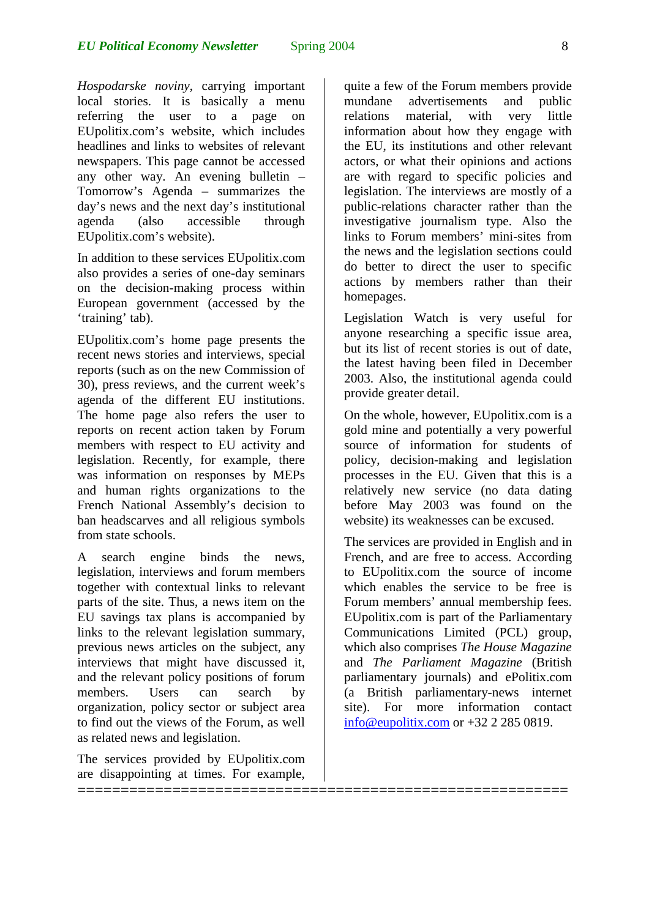*Hospodarske noviny*, carrying important local stories. It is basically a menu referring the user to a page on EUpolitix.com's website, which includes headlines and links to websites of relevant newspapers. This page cannot be accessed any other way. An evening bulletin – Tomorrow's Agenda – summarizes the day's news and the next day's institutional agenda (also accessible through EUpolitix.com's website).

In addition to these services EUpolitix.com also provides a series of one-day seminars on the decision-making process within European government (accessed by the 'training' tab).

EUpolitix.com's home page presents the recent news stories and interviews, special reports (such as on the new Commission of 30), press reviews, and the current week's agenda of the different EU institutions. The home page also refers the user to reports on recent action taken by Forum members with respect to EU activity and legislation. Recently, for example, there was information on responses by MEPs and human rights organizations to the French National Assembly's decision to ban headscarves and all religious symbols from state schools.

A search engine binds the news, legislation, interviews and forum members together with contextual links to relevant parts of the site. Thus, a news item on the EU savings tax plans is accompanied by links to the relevant legislation summary, previous news articles on the subject, any interviews that might have discussed it, and the relevant policy positions of forum members. Users can search by organization, policy sector or subject area to find out the views of the Forum, as well as related news and legislation.

The services provided by EUpolitix.com are disappointing at times. For example, quite a few of the Forum members provide mundane advertisements and public relations material, with very little information about how they engage with the EU, its institutions and other relevant actors, or what their opinions and actions are with regard to specific policies and legislation. The interviews are mostly of a public-relations character rather than the investigative journalism type. Also the links to Forum members' mini-sites from the news and the legislation sections could do better to direct the user to specific actions by members rather than their homepages.

Legislation Watch is very useful for anyone researching a specific issue area, but its list of recent stories is out of date, the latest having been filed in December 2003. Also, the institutional agenda could provide greater detail.

On the whole, however, EUpolitix.com is a gold mine and potentially a very powerful source of information for students of policy, decision-making and legislation processes in the EU. Given that this is a relatively new service (no data dating before May 2003 was found on the website) its weaknesses can be excused.

The services are provided in English and in French, and are free to access. According to EUpolitix.com the source of income which enables the service to be free is Forum members' annual membership fees. EUpolitix.com is part of the Parliamentary Communications Limited (PCL) group, which also comprises *The House Magazine* and *The Parliament Magazine* (British parliamentary journals) and ePolitix.com (a British parliamentary-news internet site). For more information contact info@eupolitix.com or +32 2 285 0819.

---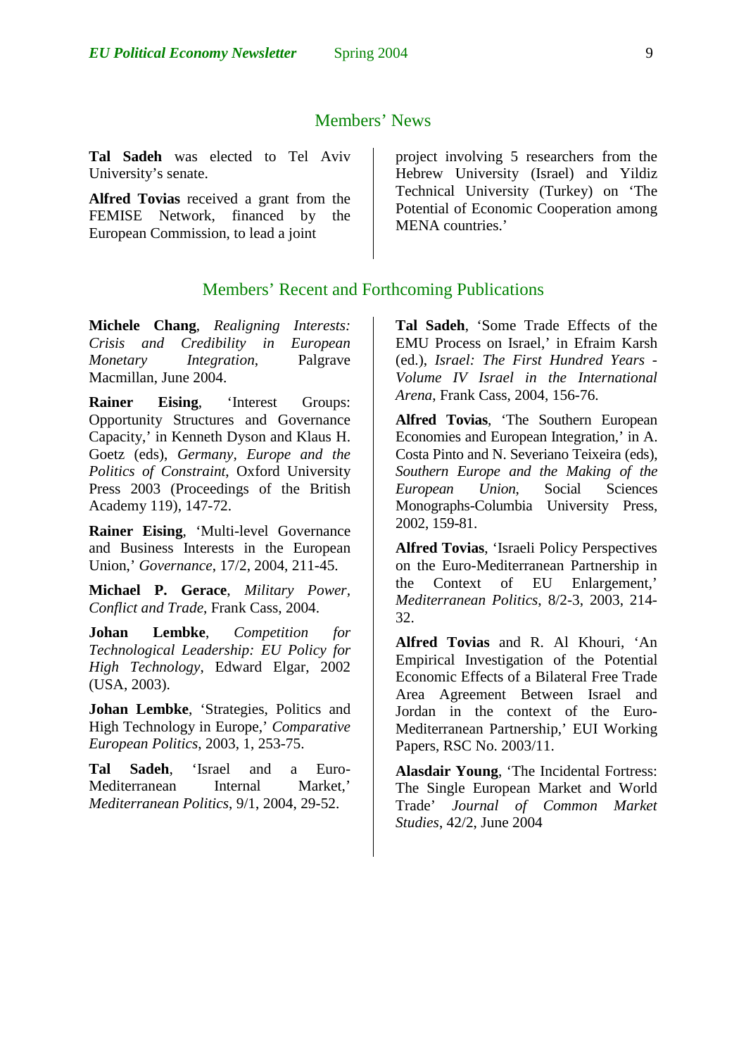## Members' News

**Tal Sadeh** was elected to Tel Aviv University's senate.

**Alfred Tovias** received a grant from the FEMISE Network, financed by the European Commission, to lead a joint project involving 5 researchers from the Hebrew University (Israel) and Yildiz Technical University (Turkey) on 'The Potential of Economic Cooperation among MENA countries.'

## Members' Recent and Forthcoming Publications

**Michele Chang**, *Realigning Interests: Crisis and Credibility in European Monetary Integration*, Palgrave Macmillan, June 2004.

**Rainer Eising**, 'Interest Groups: Opportunity Structures and Governance Capacity,' in Kenneth Dyson and Klaus H. Goetz (eds), *Germany, Europe and the Politics of Constraint*, Oxford University Press 2003 (Proceedings of the British Academy 119), 147-72.

**Rainer Eising**, 'Multi-level Governance and Business Interests in the European Union,' *Governance*, 17/2, 2004, 211-45.

**Michael P. Gerace**, *Military Power, Conflict and Trade*, Frank Cass, 2004.

**Johan Lembke**, *Competition for Technological Leadership: EU Policy for High Technology*, Edward Elgar, 2002 (USA, 2003).

**Johan Lembke**, 'Strategies, Politics and High Technology in Europe,' *Comparative European Politics*, 2003, 1, 253-75.

**Tal Sadeh**, 'Israel and a Euro-Mediterranean Internal Market,' *Mediterranean Politics*, 9/1, 2004, 29-52.

**Tal Sadeh**, 'Some Trade Effects of the EMU Process on Israel,' in Efraim Karsh (ed.), *Israel: The First Hundred Years - Volume IV Israel in the International Arena*, Frank Cass, 2004, 156-76.

**Alfred Tovias**, 'The Southern European Economies and European Integration,' in A. Costa Pinto and N. Severiano Teixeira (eds), *Southern Europe and the Making of the European Union*, Social Sciences Monographs-Columbia University Press, 2002, 159-81.

**Alfred Tovias**, 'Israeli Policy Perspectives on the Euro-Mediterranean Partnership in the Context of EU Enlargement,' *Mediterranean Politics*, 8/2-3, 2003, 214-32.

**Alfred Tovias** and R. Al Khouri, 'An Empirical Investigation of the Potential Economic Effects of a Bilateral Free Trade Area Agreement Between Israel and Jordan in the context of the Euro-Mediterranean Partnership,' EUI Working Papers, RSC No. 2003/11.

**Alasdair Young**, 'The Incidental Fortress: The Single European Market and World Trade' *Journal of Common Market Studies*, 42/2, June 2004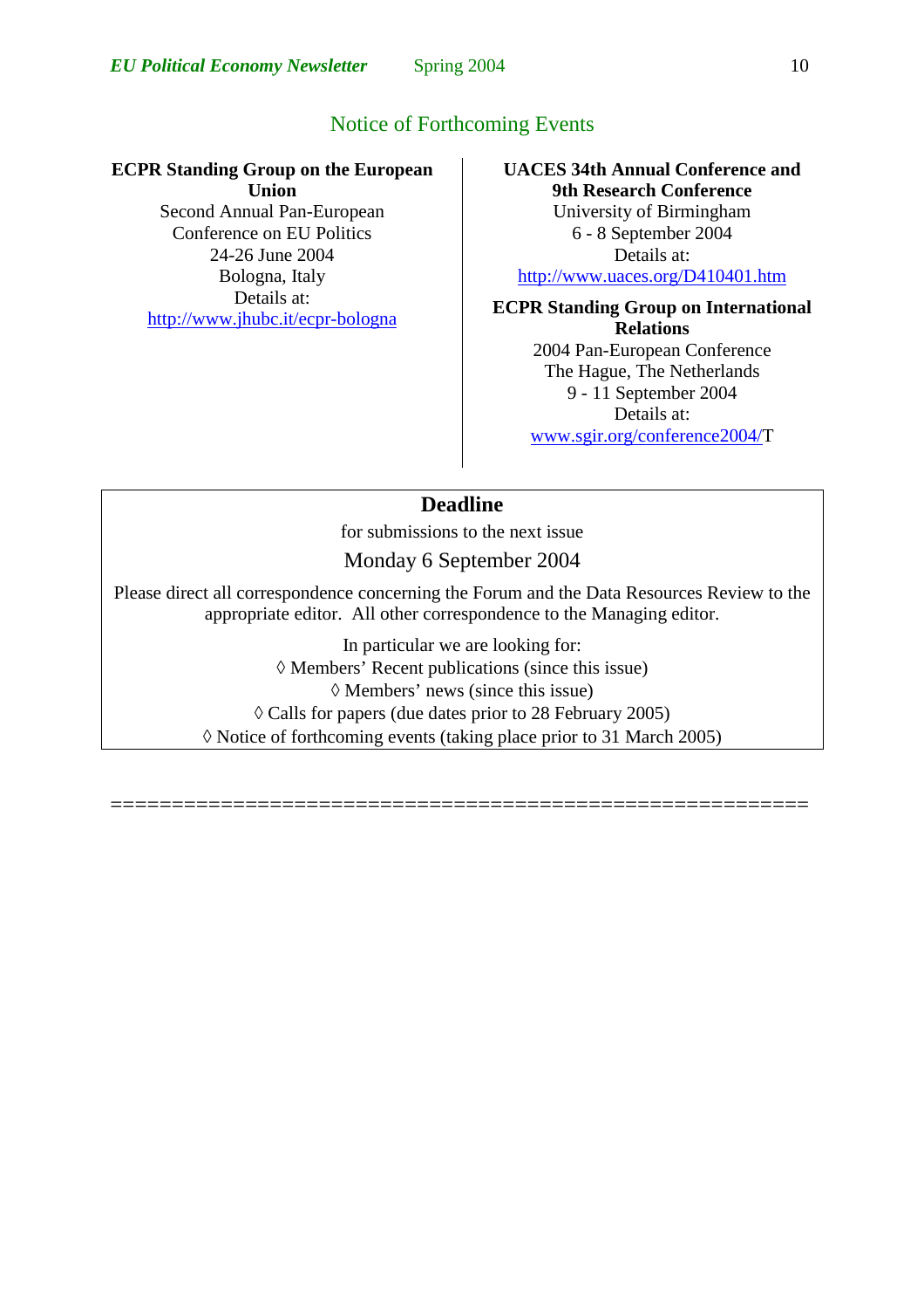## Notice of Forthcoming Events

**ECPR Standing Group on the European Union**
Second Annual Pan-European Conference on EU Politics
24-26 June 2004
Bologna, Italy
Details at:
http://www.jhubc.it/ecpr-bologna

**UACES 34th Annual Conference and 9th Research Conference**
University of Birmingham
6 - 8 September 2004
Details at:
http://www.uaces.org/D410401.htm

**ECPR Standing Group on International Relations**
2004 Pan-European Conference
The Hague, The Netherlands
9 - 11 September 2004
Details at:
www.sgir.org/conference2004/T

---

### Deadline

for submissions to the next issue

Monday 6 September 2004

Please direct all correspondence concerning the Forum and the Data Resources Review to the appropriate editor. All other correspondence to the Managing editor.

In particular we are looking for:

◊ Members' Recent publications (since this issue)
◊ Members' news (since this issue)
◊ Calls for papers (due dates prior to 28 February 2005)
◊ Notice of forthcoming events (taking place prior to 31 March 2005)

=====================================================